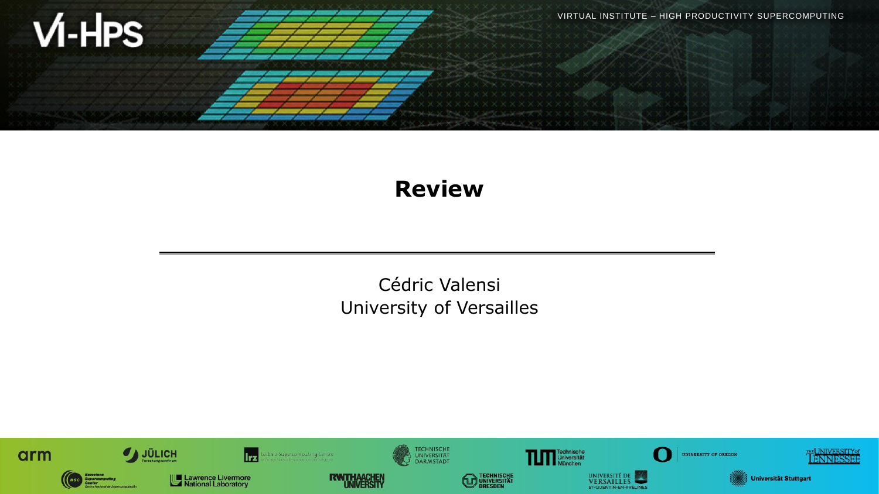# Review

Cédric Valensi
University of Versailles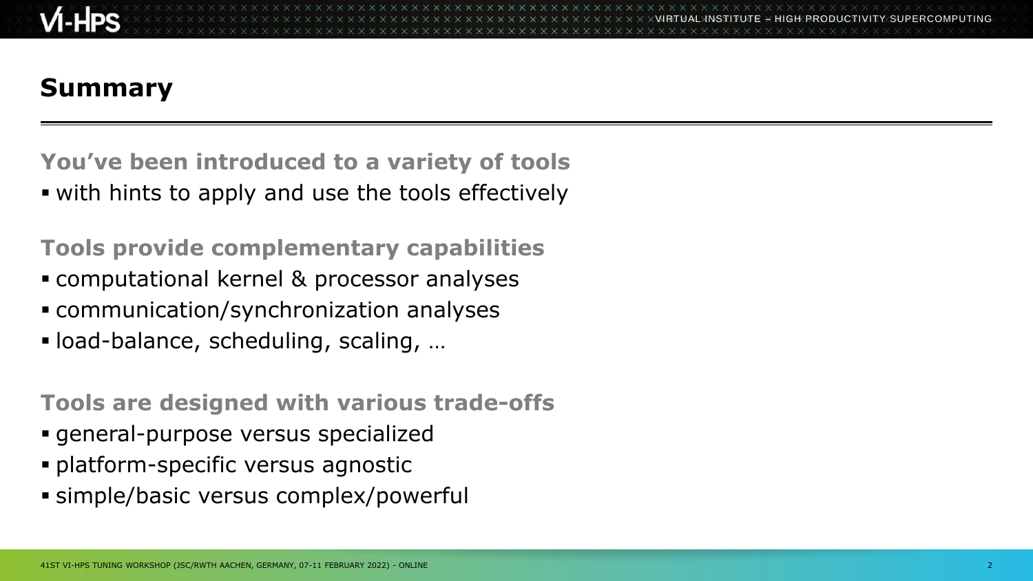# Summary

**You've been introduced to a variety of tools**

- with hints to apply and use the tools effectively

**Tools provide complementary capabilities**

- computational kernel & processor analyses
- communication/synchronization analyses
- load-balance, scheduling, scaling, …

**Tools are designed with various trade-offs**

- general-purpose versus specialized
- platform-specific versus agnostic
- simple/basic versus complex/powerful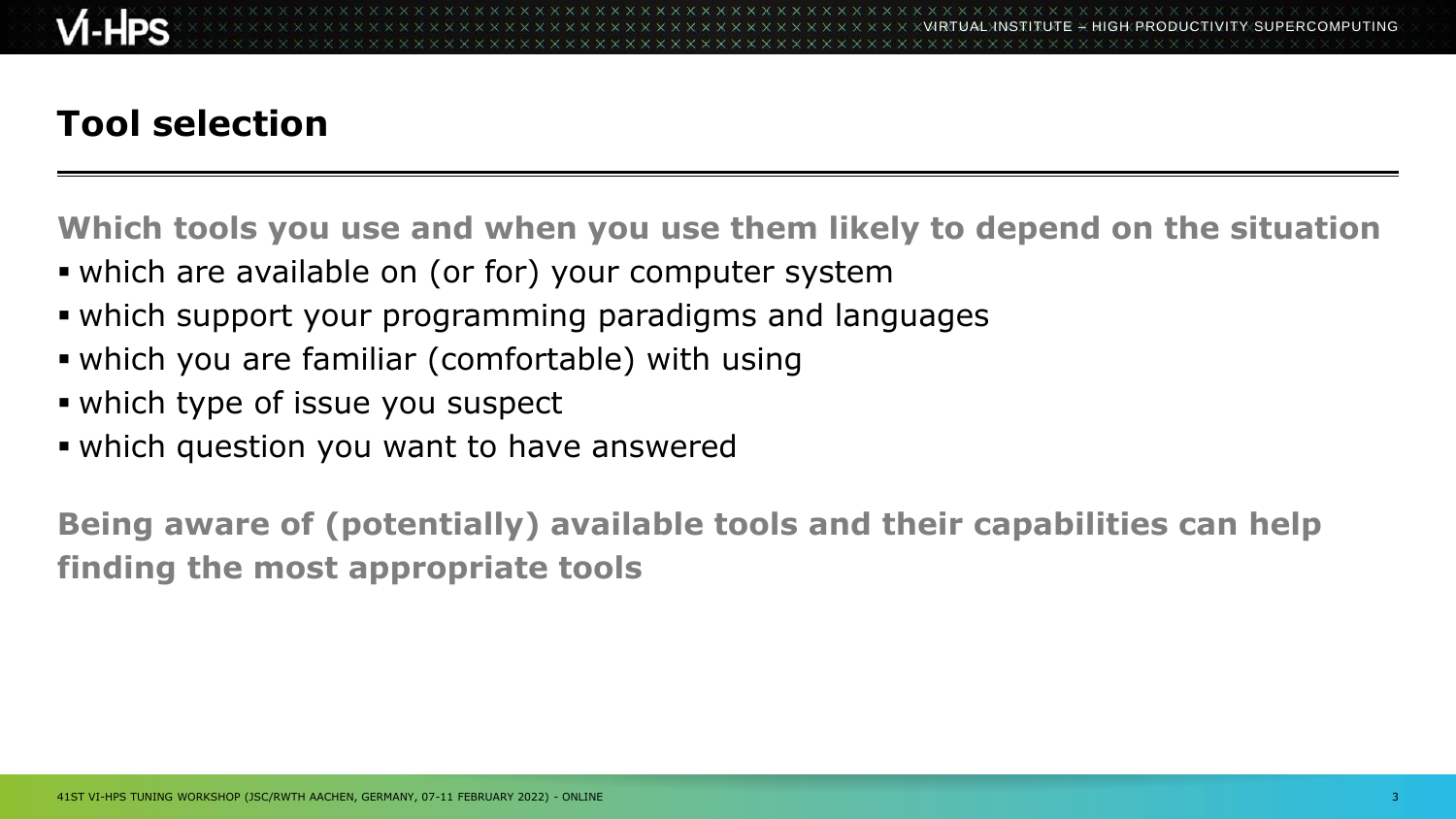# Tool selection

**Which tools you use and when you use them likely to depend on the situation**

- which are available on (or for) your computer system
- which support your programming paradigms and languages
- which you are familiar (comfortable) with using
- which type of issue you suspect
- which question you want to have answered

**Being aware of (potentially) available tools and their capabilities can help finding the most appropriate tools**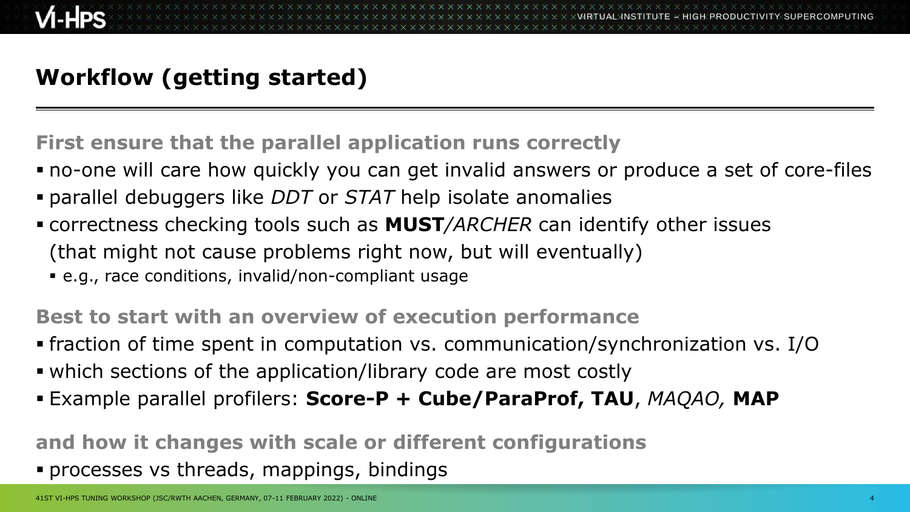# Workflow (getting started)

**First ensure that the parallel application runs correctly**

- no-one will care how quickly you can get invalid answers or produce a set of core-files
- parallel debuggers like *DDT* or *STAT* help isolate anomalies
- correctness checking tools such as **MUST**/*ARCHER* can identify other issues (that might not cause problems right now, but will eventually)
  - e.g., race conditions, invalid/non-compliant usage

**Best to start with an overview of execution performance**

- fraction of time spent in computation vs. communication/synchronization vs. I/O
- which sections of the application/library code are most costly
- Example parallel profilers: **Score-P + Cube/ParaProf, TAU**, *MAQAO,* **MAP**

**and how it changes with scale or different configurations**

- processes vs threads, mappings, bindings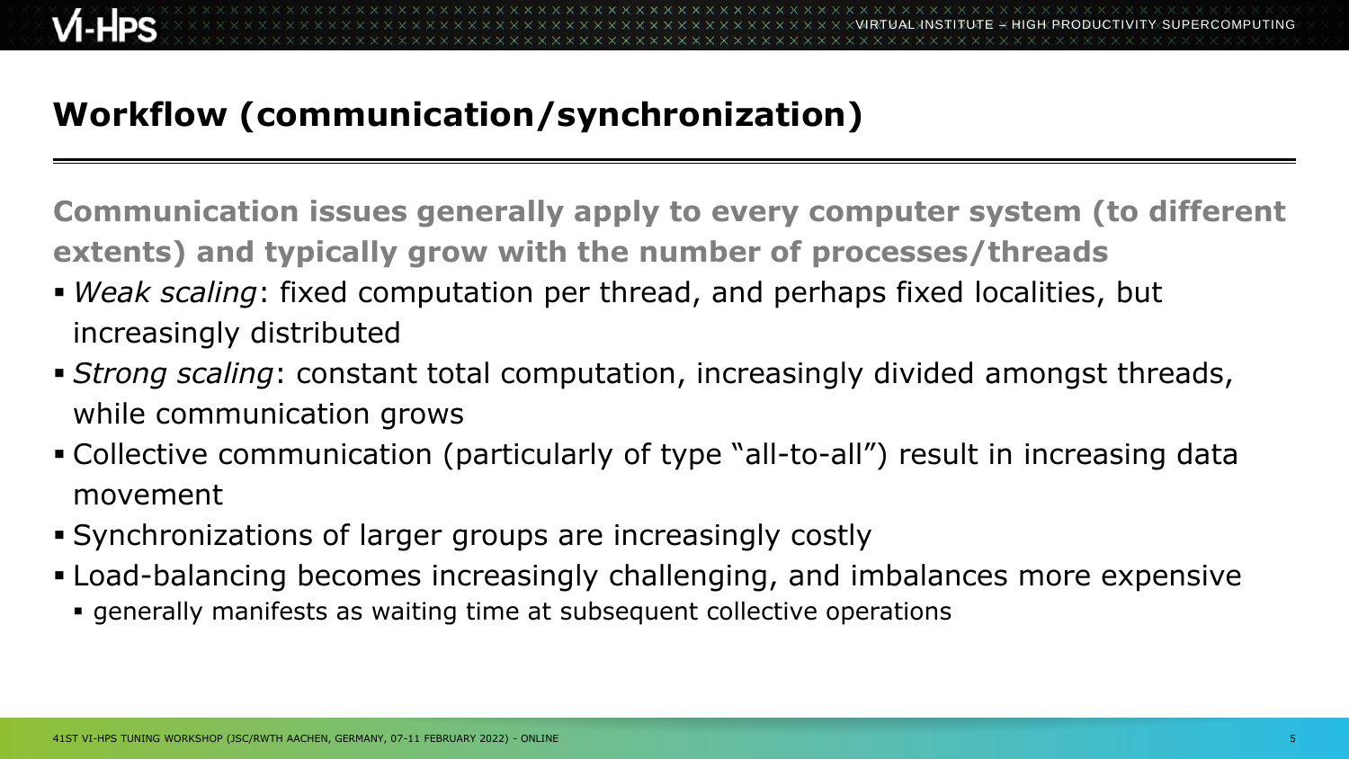# Workflow (communication/synchronization)

**Communication issues generally apply to every computer system (to different extents) and typically grow with the number of processes/threads**

- *Weak scaling*: fixed computation per thread, and perhaps fixed localities, but increasingly distributed
- *Strong scaling*: constant total computation, increasingly divided amongst threads, while communication grows
- Collective communication (particularly of type "all-to-all") result in increasing data movement
- Synchronizations of larger groups are increasingly costly
- Load-balancing becomes increasingly challenging, and imbalances more expensive
  - generally manifests as waiting time at subsequent collective operations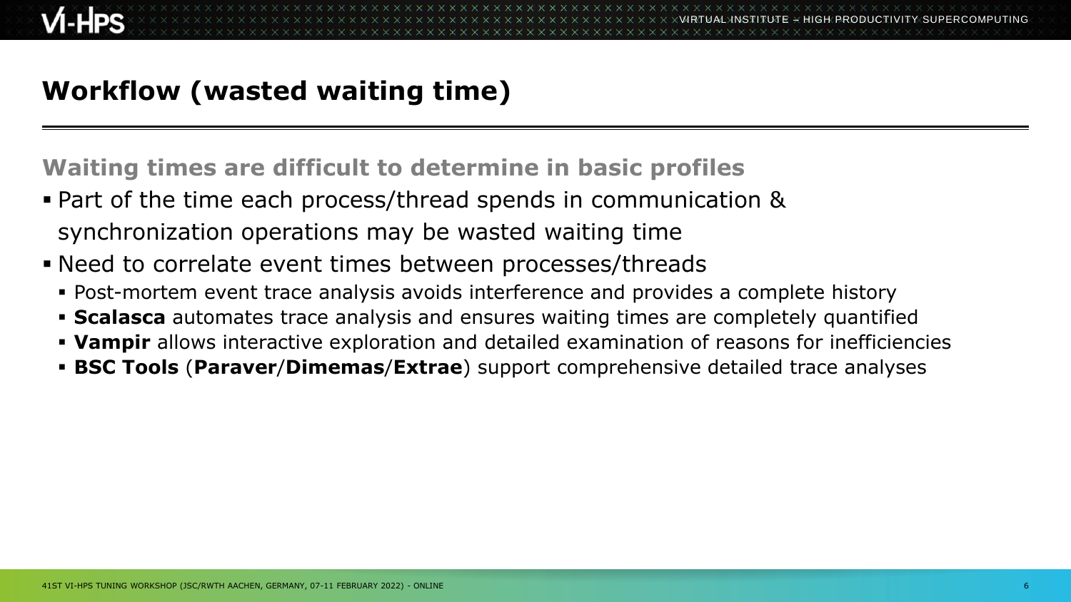# Workflow (wasted waiting time)

**Waiting times are difficult to determine in basic profiles**

- Part of the time each process/thread spends in communication & synchronization operations may be wasted waiting time
- Need to correlate event times between processes/threads
  - Post-mortem event trace analysis avoids interference and provides a complete history
  - **Scalasca** automates trace analysis and ensures waiting times are completely quantified
  - **Vampir** allows interactive exploration and detailed examination of reasons for inefficiencies
  - **BSC Tools** (**Paraver**/**Dimemas**/**Extrae**) support comprehensive detailed trace analyses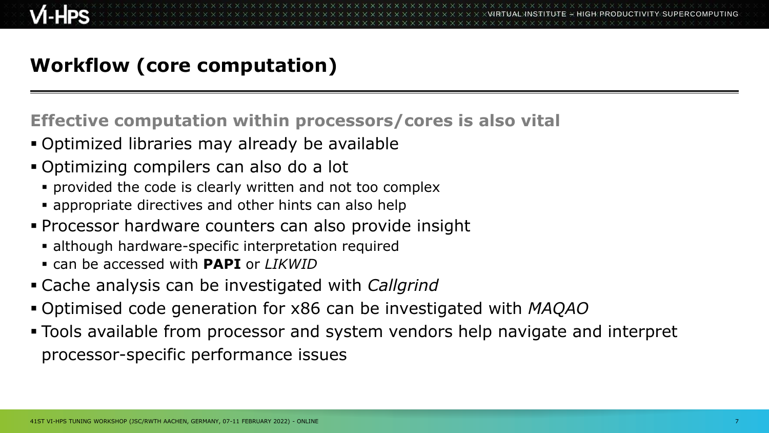# Workflow (core computation)

**Effective computation within processors/cores is also vital**

- Optimized libraries may already be available
- Optimizing compilers can also do a lot
  - provided the code is clearly written and not too complex
  - appropriate directives and other hints can also help
- Processor hardware counters can also provide insight
  - although hardware-specific interpretation required
  - can be accessed with **PAPI** or *LIKWID*
- Cache analysis can be investigated with *Callgrind*
- Optimised code generation for x86 can be investigated with *MAQAO*
- Tools available from processor and system vendors help navigate and interpret processor-specific performance issues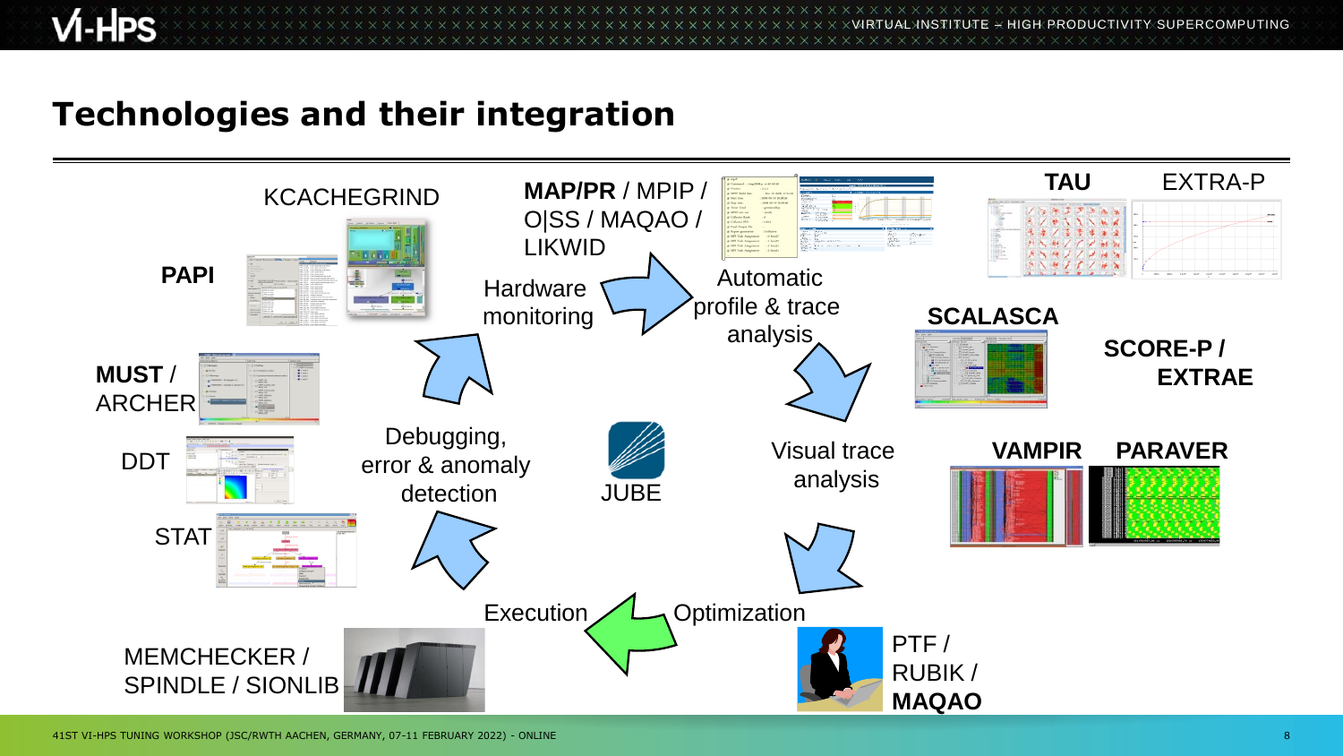## Technologies and their integration

Hardware monitoring

**MAP/PR** / MPIP / O|SS / MAQAO / LIKWID

Automatic profile & trace analysis

**TAU** EXTRA-P

**SCALASCA**

**SCORE-P** / **EXTRAE**

Visual trace analysis

**VAMPIR** **PARAVER**

Optimization

PTF / RUBIK / **MAQAO**

Execution

MEMCHECKER / SPINDLE / SIONLIB

Debugging, error & anomaly detection

**MUST** / ARCHER

DDT

STAT

KCACHEGRIND

**PAPI**

JUBE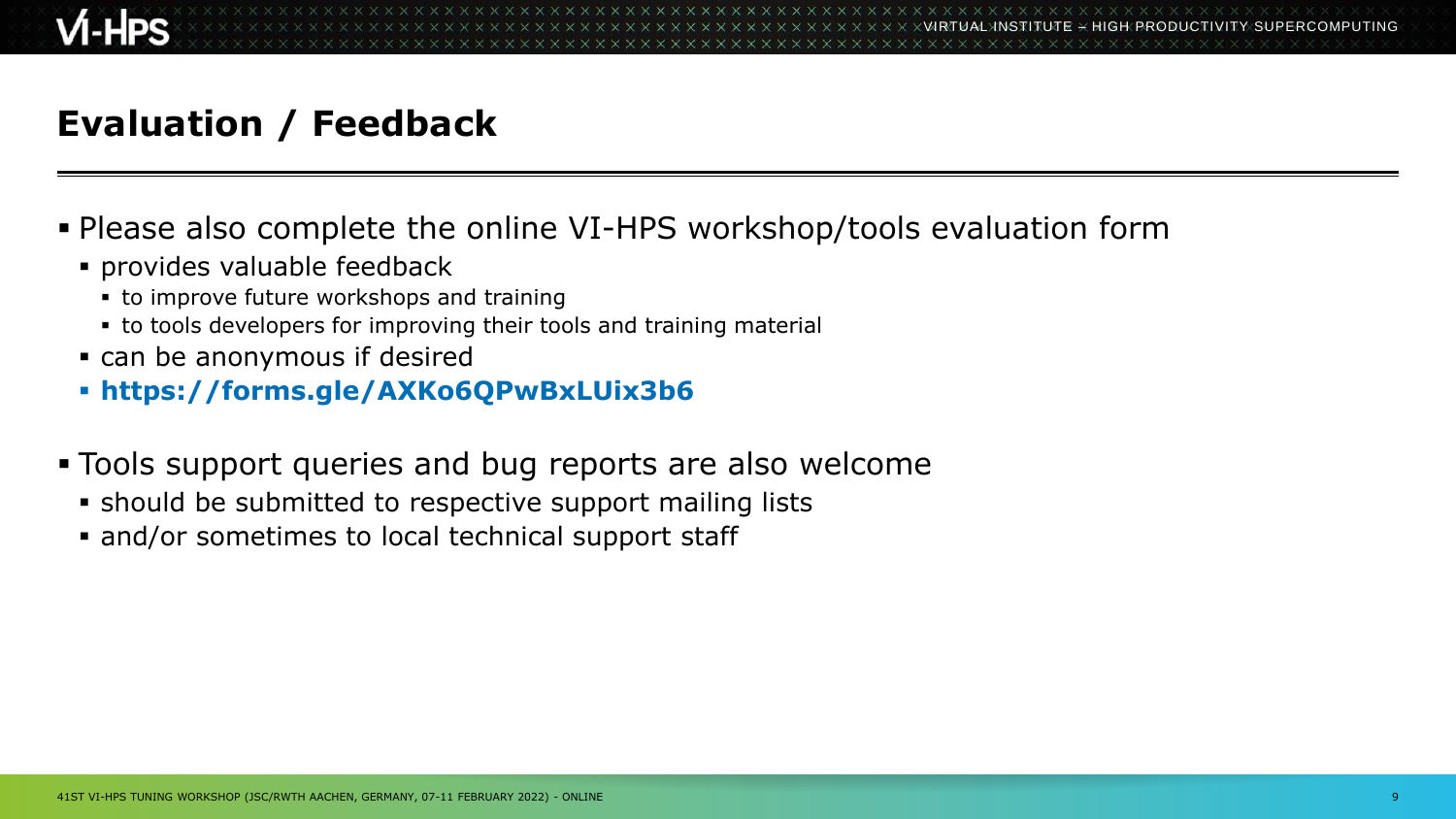# Evaluation / Feedback

- Please also complete the online VI-HPS workshop/tools evaluation form
  - provides valuable feedback
    - to improve future workshops and training
    - to tools developers for improving their tools and training material
  - can be anonymous if desired
  - **https://forms.gle/AXKo6QPwBxLUix3b6**

- Tools support queries and bug reports are also welcome
  - should be submitted to respective support mailing lists
  - and/or sometimes to local technical support staff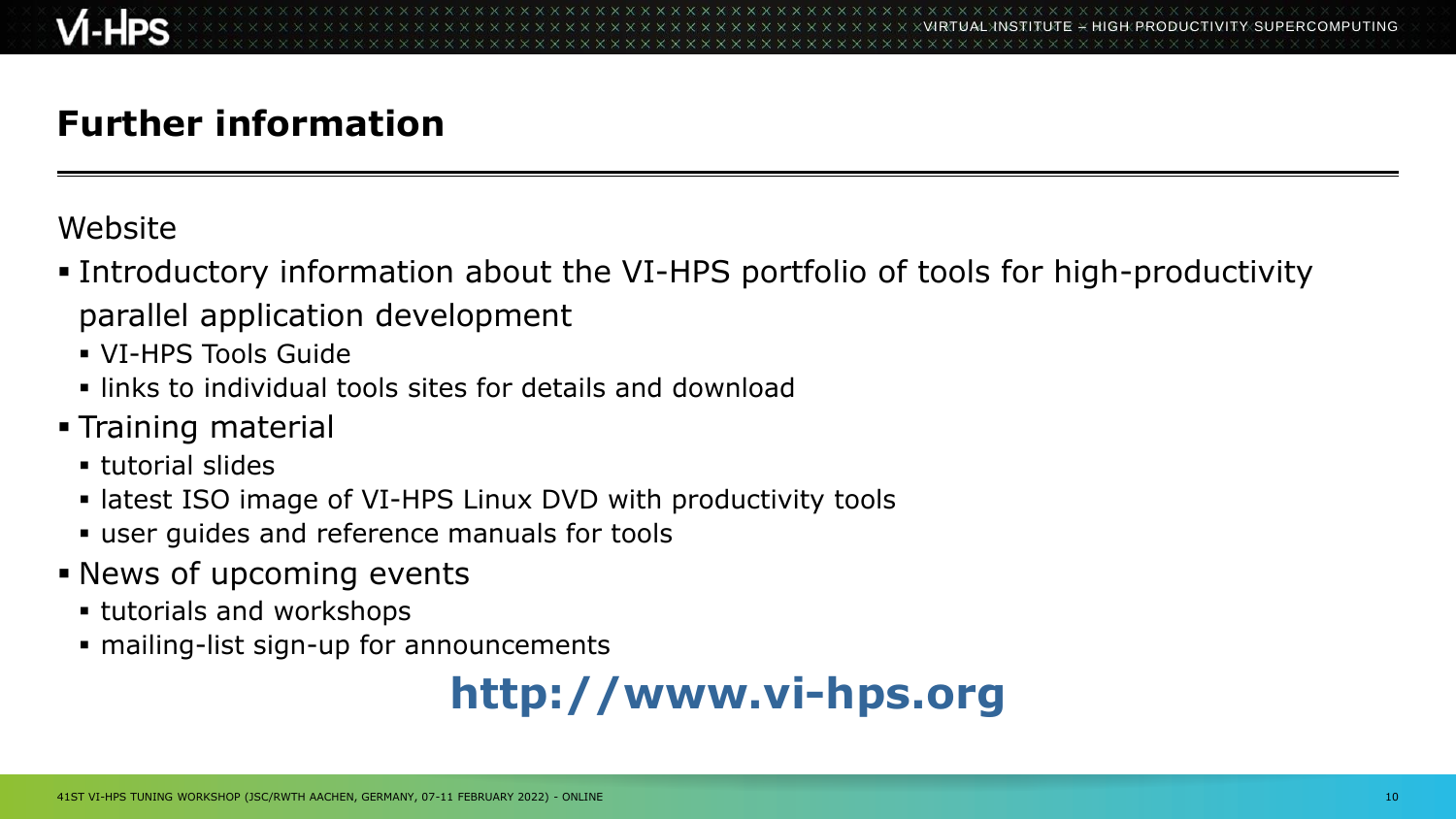# Further information

Website

- Introductory information about the VI-HPS portfolio of tools for high-productivity parallel application development
  - VI-HPS Tools Guide
  - links to individual tools sites for details and download
- Training material
  - tutorial slides
  - latest ISO image of VI-HPS Linux DVD with productivity tools
  - user guides and reference manuals for tools
- News of upcoming events
  - tutorials and workshops
  - mailing-list sign-up for announcements

**http://www.vi-hps.org**